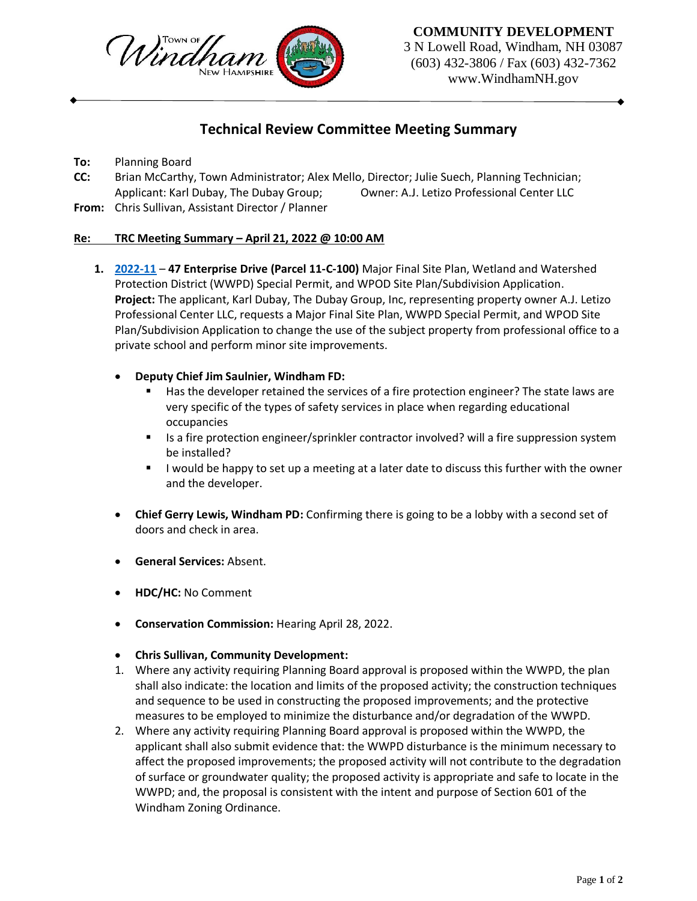Town of Windham New Hampshire

**COMMUNITY DEVELOPMENT**
3 N Lowell Road, Windham, NH 03087
(603) 432-3806 / Fax (603) 432-7362
www.WindhamNH.gov

# Technical Review Committee Meeting Summary

**To:** Planning Board
**CC:** Brian McCarthy, Town Administrator; Alex Mello, Director; Julie Suech, Planning Technician; Applicant: Karl Dubay, The Dubay Group; Owner: A.J. Letizo Professional Center LLC
**From:** Chris Sullivan, Assistant Director / Planner

**Re: TRC Meeting Summary – April 21, 2022 @ 10:00 AM**

1. **2022-11** – **47 Enterprise Drive (Parcel 11-C-100)** Major Final Site Plan, Wetland and Watershed Protection District (WWPD) Special Permit, and WPOD Site Plan/Subdivision Application. **Project:** The applicant, Karl Dubay, The Dubay Group, Inc, representing property owner A.J. Letizo Professional Center LLC, requests a Major Final Site Plan, WWPD Special Permit, and WPOD Site Plan/Subdivision Application to change the use of the subject property from professional office to a private school and perform minor site improvements.

   - **Deputy Chief Jim Saulnier, Windham FD:**
     - Has the developer retained the services of a fire protection engineer? The state laws are very specific of the types of safety services in place when regarding educational occupancies
     - Is a fire protection engineer/sprinkler contractor involved? will a fire suppression system be installed?
     - I would be happy to set up a meeting at a later date to discuss this further with the owner and the developer.
   - **Chief Gerry Lewis, Windham PD:** Confirming there is going to be a lobby with a second set of doors and check in area.
   - **General Services:** Absent.
   - **HDC/HC:** No Comment
   - **Conservation Commission:** Hearing April 28, 2022.
   - **Chris Sullivan, Community Development:**

   1. Where any activity requiring Planning Board approval is proposed within the WWPD, the plan shall also indicate: the location and limits of the proposed activity; the construction techniques and sequence to be used in constructing the proposed improvements; and the protective measures to be employed to minimize the disturbance and/or degradation of the WWPD.
   2. Where any activity requiring Planning Board approval is proposed within the WWPD, the applicant shall also submit evidence that: the WWPD disturbance is the minimum necessary to affect the proposed improvements; the proposed activity will not contribute to the degradation of surface or groundwater quality; the proposed activity is appropriate and safe to locate in the WWPD; and, the proposal is consistent with the intent and purpose of Section 601 of the Windham Zoning Ordinance.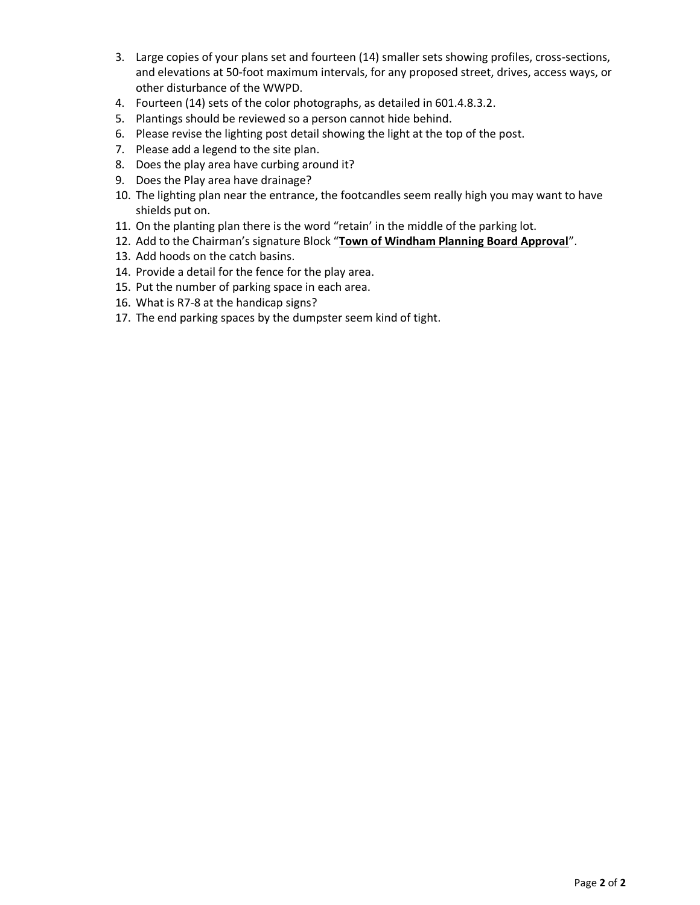3. Large copies of your plans set and fourteen (14) smaller sets showing profiles, cross-sections, and elevations at 50-foot maximum intervals, for any proposed street, drives, access ways, or other disturbance of the WWPD.
4. Fourteen (14) sets of the color photographs, as detailed in 601.4.8.3.2.
5. Plantings should be reviewed so a person cannot hide behind.
6. Please revise the lighting post detail showing the light at the top of the post.
7. Please add a legend to the site plan.
8. Does the play area have curbing around it?
9. Does the Play area have drainage?
10. The lighting plan near the entrance, the footcandles seem really high you may want to have shields put on.
11. On the planting plan there is the word "retain' in the middle of the parking lot.
12. Add to the Chairman's signature Block "**<u>Town of Windham Planning Board Approval</u>**".
13. Add hoods on the catch basins.
14. Provide a detail for the fence for the play area.
15. Put the number of parking space in each area.
16. What is R7-8 at the handicap signs?
17. The end parking spaces by the dumpster seem kind of tight.